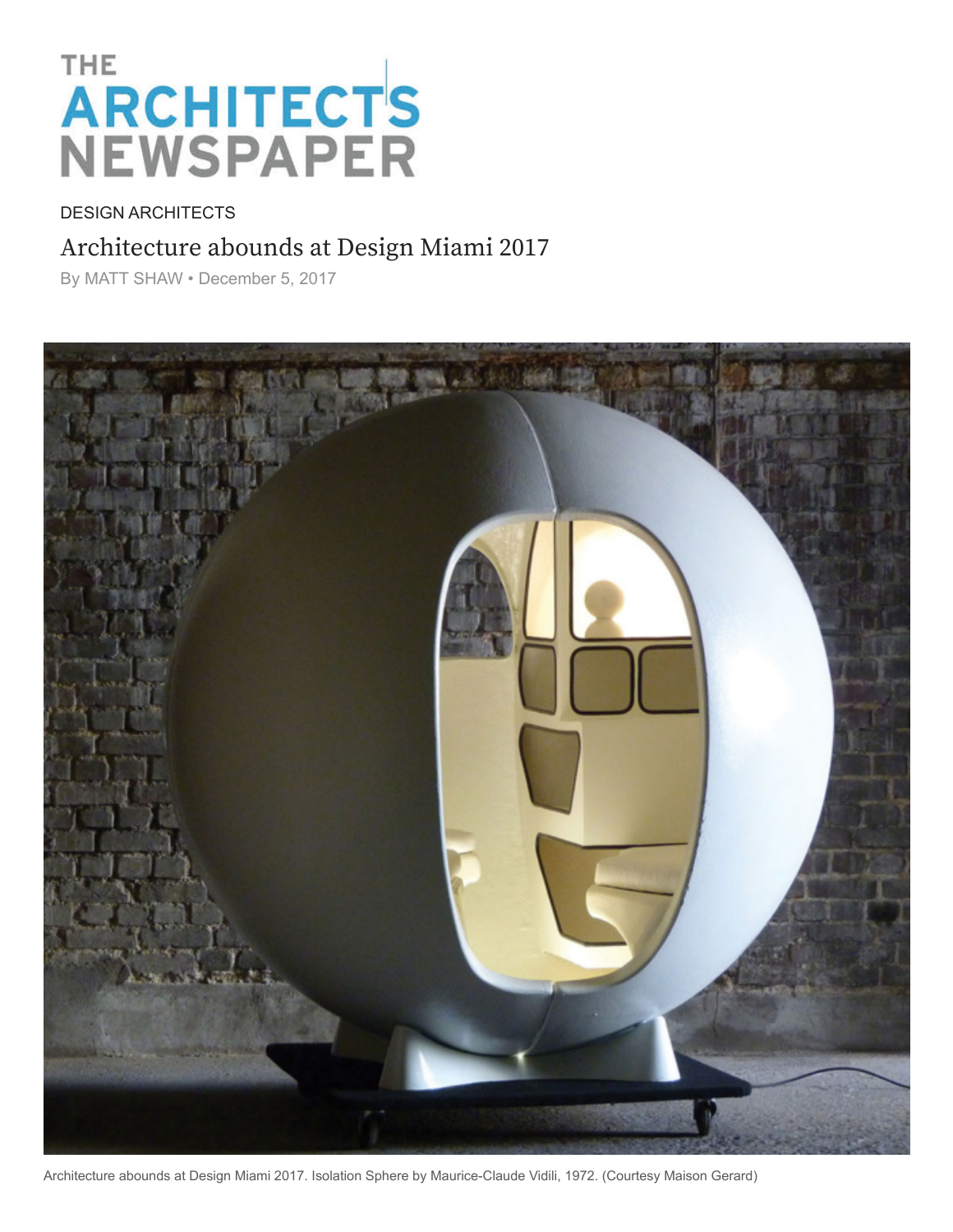THE ARCHITECT'S NEWSPAPER

DESIGN ARCHITECTS

# Architecture abounds at Design Miami 2017

By MATT SHAW • December 5, 2017

Architecture abounds at Design Miami 2017. Isolation Sphere by Maurice-Claude Vidili, 1972. (Courtesy Maison Gerard)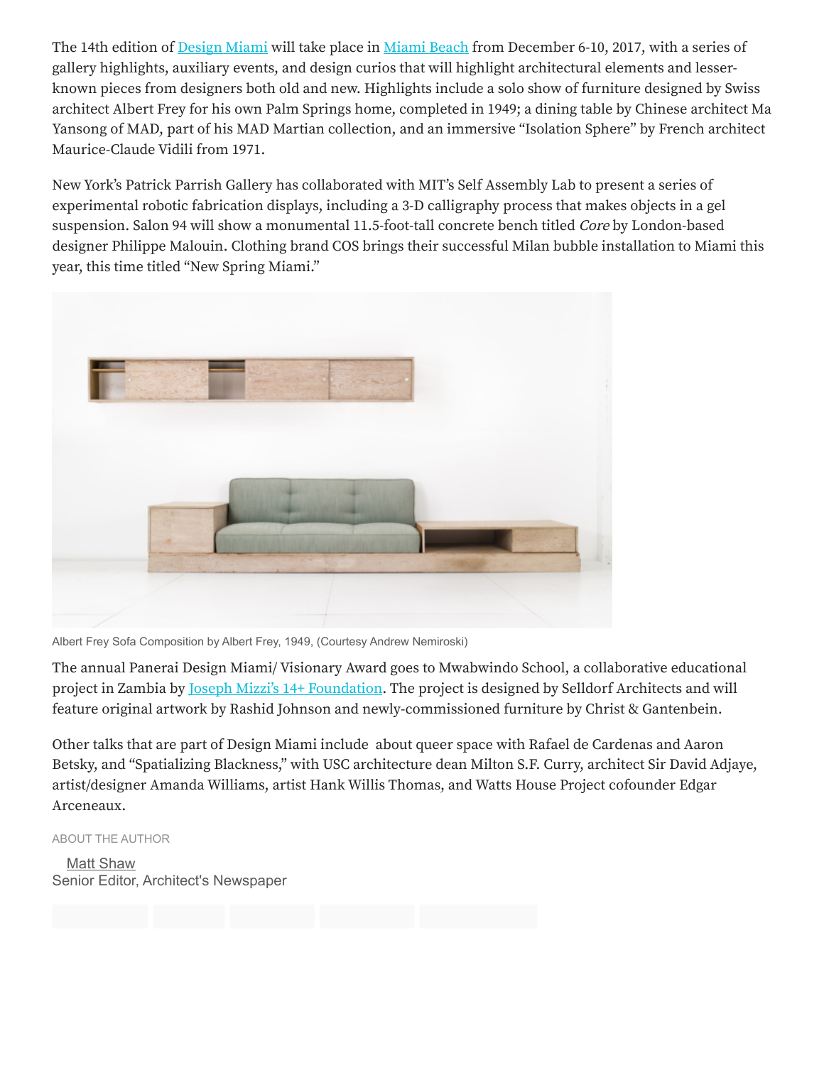The 14th edition of Design Miami will take place in Miami Beach from December 6-10, 2017, with a series of gallery highlights, auxiliary events, and design curios that will highlight architectural elements and lesser-known pieces from designers both old and new. Highlights include a solo show of furniture designed by Swiss architect Albert Frey for his own Palm Springs home, completed in 1949; a dining table by Chinese architect Ma Yansong of MAD, part of his MAD Martian collection, and an immersive "Isolation Sphere" by French architect Maurice-Claude Vidili from 1971.

New York's Patrick Parrish Gallery has collaborated with MIT's Self Assembly Lab to present a series of experimental robotic fabrication displays, including a 3-D calligraphy process that makes objects in a gel suspension. Salon 94 will show a monumental 11.5-foot-tall concrete bench titled *Core* by London-based designer Philippe Malouin. Clothing brand COS brings their successful Milan bubble installation to Miami this year, this time titled "New Spring Miami."

Albert Frey Sofa Composition by Albert Frey, 1949, (Courtesy Andrew Nemiroski)

The annual Panerai Design Miami/ Visionary Award goes to Mwabwindo School, a collaborative educational project in Zambia by Joseph Mizzi's 14+ Foundation. The project is designed by Selldorf Architects and will feature original artwork by Rashid Johnson and newly-commissioned furniture by Christ & Gantenbein.

Other talks that are part of Design Miami include  about queer space with Rafael de Cardenas and Aaron Betsky, and "Spatializing Blackness," with USC architecture dean Milton S.F. Curry, architect Sir David Adjaye, artist/designer Amanda Williams, artist Hank Willis Thomas, and Watts House Project cofounder Edgar Arceneaux.

ABOUT THE AUTHOR

Matt Shaw
Senior Editor, Architect's Newspaper